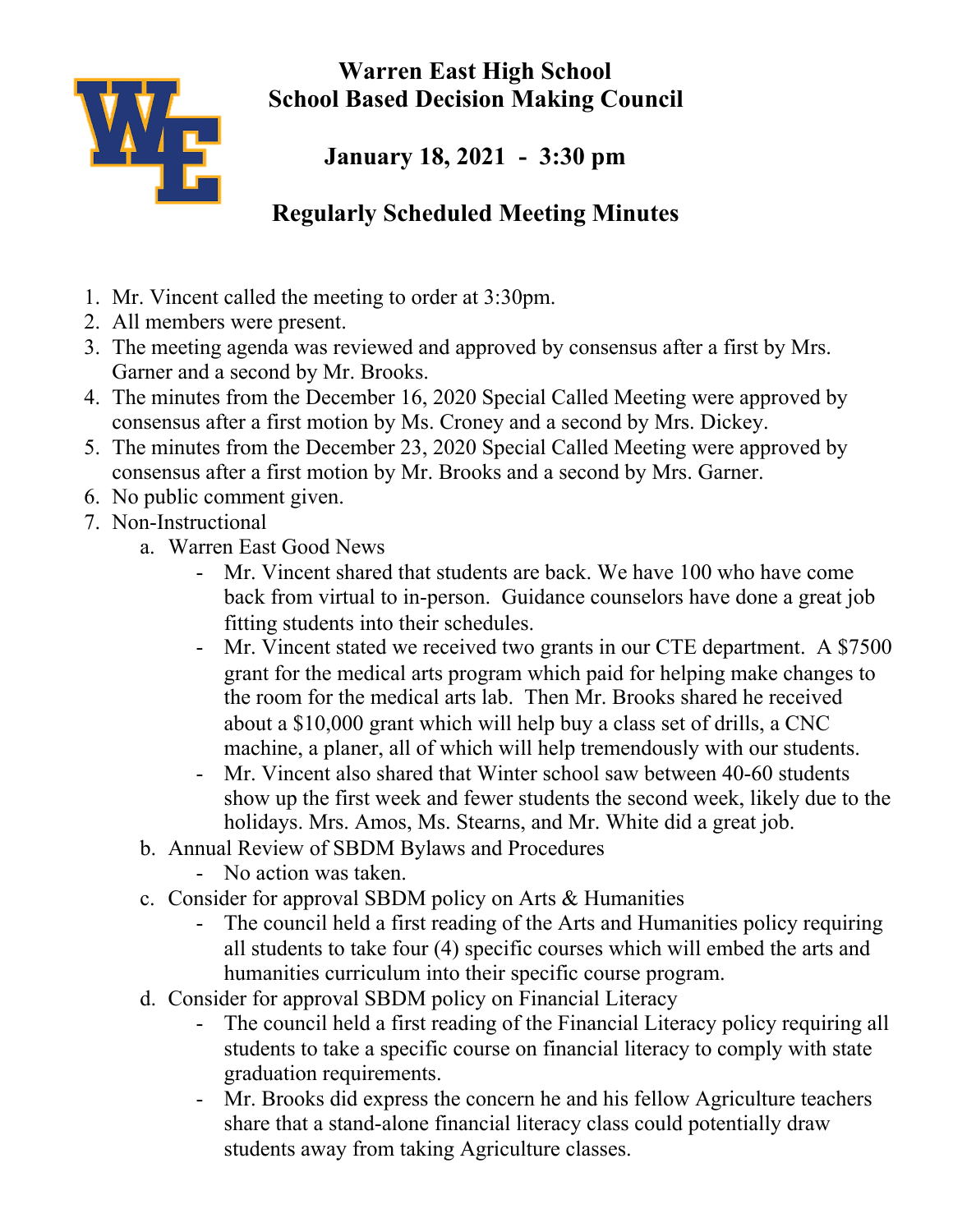# Warren East High School
# School Based Decision Making Council

## January 18, 2021 - 3:30 pm

## Regularly Scheduled Meeting Minutes

1. Mr. Vincent called the meeting to order at 3:30pm.
2. All members were present.
3. The meeting agenda was reviewed and approved by consensus after a first by Mrs. Garner and a second by Mr. Brooks.
4. The minutes from the December 16, 2020 Special Called Meeting were approved by consensus after a first motion by Ms. Croney and a second by Mrs. Dickey.
5. The minutes from the December 23, 2020 Special Called Meeting were approved by consensus after a first motion by Mr. Brooks and a second by Mrs. Garner.
6. No public comment given.
7. Non-Instructional
    a. Warren East Good News
        - Mr. Vincent shared that students are back. We have 100 who have come back from virtual to in-person. Guidance counselors have done a great job fitting students into their schedules.
        - Mr. Vincent stated we received two grants in our CTE department. A $7500 grant for the medical arts program which paid for helping make changes to the room for the medical arts lab. Then Mr. Brooks shared he received about a $10,000 grant which will help buy a class set of drills, a CNC machine, a planer, all of which will help tremendously with our students.
        - Mr. Vincent also shared that Winter school saw between 40-60 students show up the first week and fewer students the second week, likely due to the holidays. Mrs. Amos, Ms. Stearns, and Mr. White did a great job.

    b. Annual Review of SBDM Bylaws and Procedures
        - No action was taken.

    c. Consider for approval SBDM policy on Arts & Humanities
        - The council held a first reading of the Arts and Humanities policy requiring all students to take four (4) specific courses which will embed the arts and humanities curriculum into their specific course program.

    d. Consider for approval SBDM policy on Financial Literacy
        - The council held a first reading of the Financial Literacy policy requiring all students to take a specific course on financial literacy to comply with state graduation requirements.
        - Mr. Brooks did express the concern he and his fellow Agriculture teachers share that a stand-alone financial literacy class could potentially draw students away from taking Agriculture classes.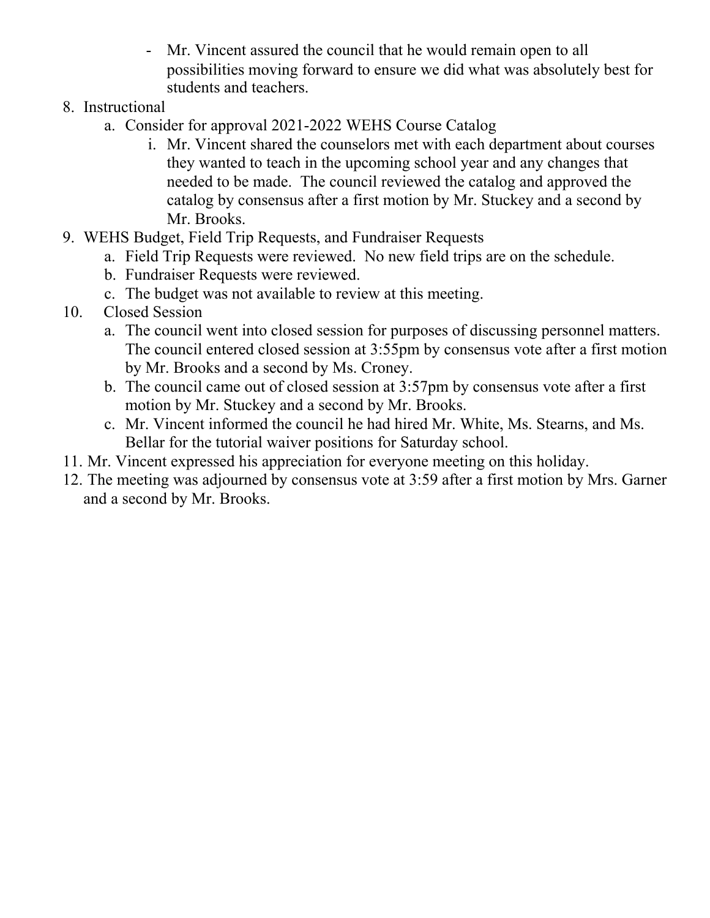- Mr. Vincent assured the council that he would remain open to all possibilities moving forward to ensure we did what was absolutely best for students and teachers.

8. Instructional
   a. Consider for approval 2021-2022 WEHS Course Catalog
      i. Mr. Vincent shared the counselors met with each department about courses they wanted to teach in the upcoming school year and any changes that needed to be made. The council reviewed the catalog and approved the catalog by consensus after a first motion by Mr. Stuckey and a second by Mr. Brooks.
9. WEHS Budget, Field Trip Requests, and Fundraiser Requests
   a. Field Trip Requests were reviewed. No new field trips are on the schedule.
   b. Fundraiser Requests were reviewed.
   c. The budget was not available to review at this meeting.
10. Closed Session
    a. The council went into closed session for purposes of discussing personnel matters. The council entered closed session at 3:55pm by consensus vote after a first motion by Mr. Brooks and a second by Ms. Croney.
    b. The council came out of closed session at 3:57pm by consensus vote after a first motion by Mr. Stuckey and a second by Mr. Brooks.
    c. Mr. Vincent informed the council he had hired Mr. White, Ms. Stearns, and Ms. Bellar for the tutorial waiver positions for Saturday school.
11. Mr. Vincent expressed his appreciation for everyone meeting on this holiday.
12. The meeting was adjourned by consensus vote at 3:59 after a first motion by Mrs. Garner and a second by Mr. Brooks.